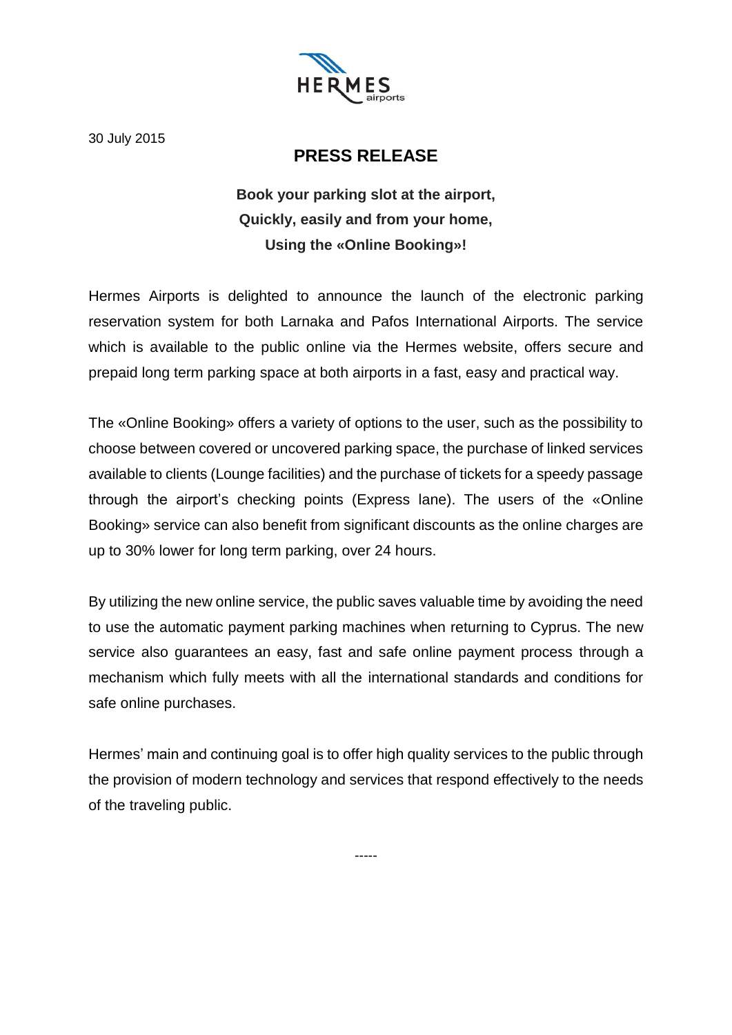30 July 2015

# PRESS RELEASE

**Book your parking slot at the airport,**
**Quickly, easily and from your home,**
**Using the «Online Booking»!**

Hermes Airports is delighted to announce the launch of the electronic parking reservation system for both Larnaka and Pafos International Airports. The service which is available to the public online via the Hermes website, offers secure and prepaid long term parking space at both airports in a fast, easy and practical way.

The «Online Booking» offers a variety of options to the user, such as the possibility to choose between covered or uncovered parking space, the purchase of linked services available to clients (Lounge facilities) and the purchase of tickets for a speedy passage through the airport's checking points (Express lane). The users of the «Online Booking» service can also benefit from significant discounts as the online charges are up to 30% lower for long term parking, over 24 hours.

By utilizing the new online service, the public saves valuable time by avoiding the need to use the automatic payment parking machines when returning to Cyprus. The new service also guarantees an easy, fast and safe online payment process through a mechanism which fully meets with all the international standards and conditions for safe online purchases.

Hermes' main and continuing goal is to offer high quality services to the public through the provision of modern technology and services that respond effectively to the needs of the traveling public.

-----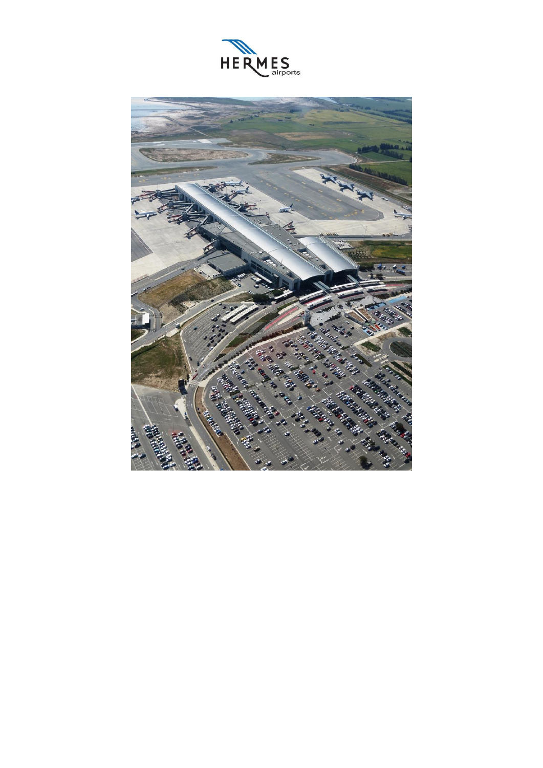HERMES airports